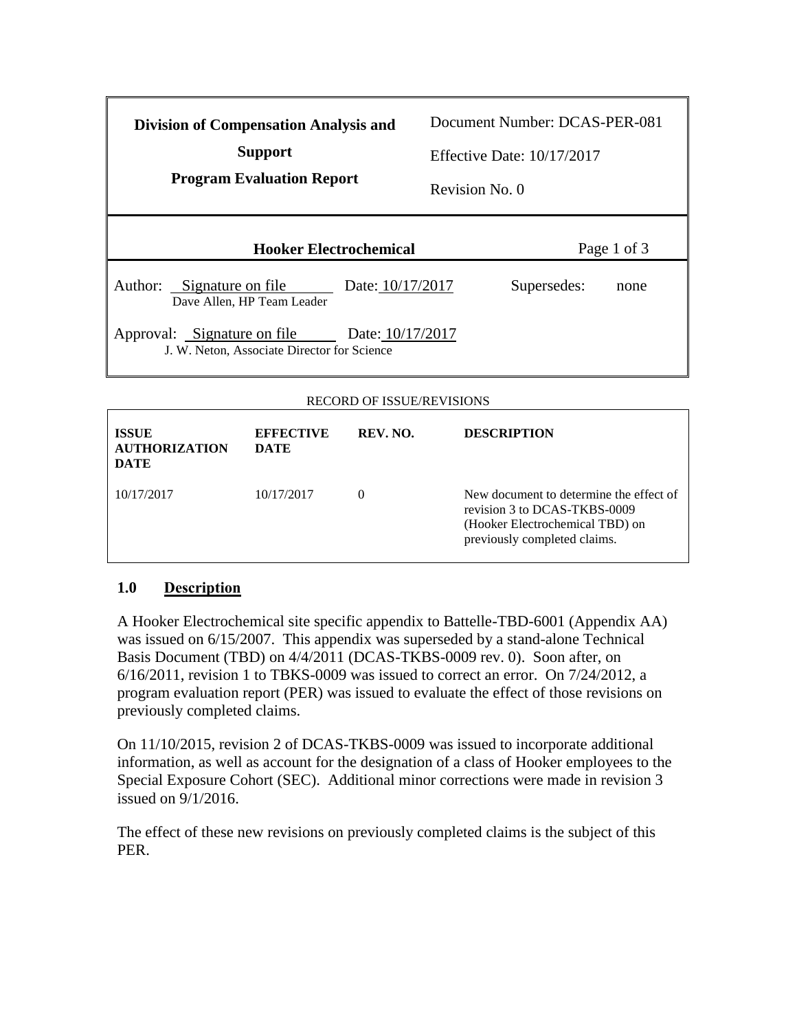| Division of Compensation Analysis and Support<br>Program Evaluation Report | Document Number: DCAS-PER-081<br>Effective Date: 10/17/2017<br>Revision No. 0 |
|---|---|
| **Hooker Electrochemical** | Page 1 of 3 |
| Author: Signature on file Date: 10/17/2017<br>Dave Allen, HP Team Leader | Supersedes: none |
| Approval: Signature on file Date: 10/17/2017<br>J. W. Neton, Associate Director for Science | |

RECORD OF ISSUE/REVISIONS

| ISSUE AUTHORIZATION DATE | EFFECTIVE DATE | REV. NO. | DESCRIPTION |
|---|---|---|---|
| 10/17/2017 | 10/17/2017 | 0 | New document to determine the effect of revision 3 to DCAS-TKBS-0009 (Hooker Electrochemical TBD) on previously completed claims. |

## 1.0 Description

A Hooker Electrochemical site specific appendix to Battelle-TBD-6001 (Appendix AA) was issued on 6/15/2007. This appendix was superseded by a stand-alone Technical Basis Document (TBD) on 4/4/2011 (DCAS-TKBS-0009 rev. 0). Soon after, on 6/16/2011, revision 1 to TBKS-0009 was issued to correct an error. On 7/24/2012, a program evaluation report (PER) was issued to evaluate the effect of those revisions on previously completed claims.

On 11/10/2015, revision 2 of DCAS-TKBS-0009 was issued to incorporate additional information, as well as account for the designation of a class of Hooker employees to the Special Exposure Cohort (SEC). Additional minor corrections were made in revision 3 issued on 9/1/2016.

The effect of these new revisions on previously completed claims is the subject of this PER.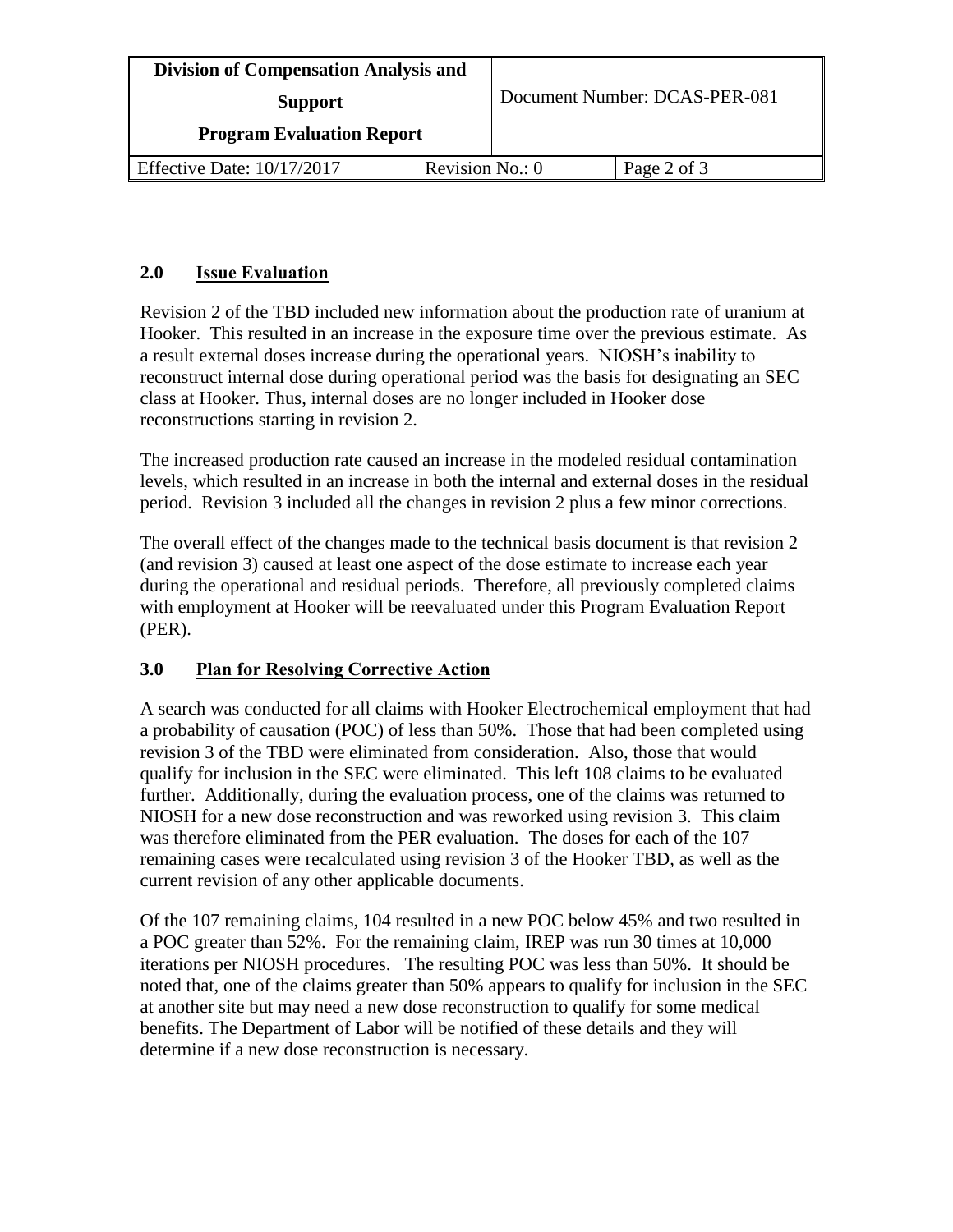## 2.0 Issue Evaluation

Revision 2 of the TBD included new information about the production rate of uranium at Hooker. This resulted in an increase in the exposure time over the previous estimate. As a result external doses increase during the operational years. NIOSH's inability to reconstruct internal dose during operational period was the basis for designating an SEC class at Hooker. Thus, internal doses are no longer included in Hooker dose reconstructions starting in revision 2.

The increased production rate caused an increase in the modeled residual contamination levels, which resulted in an increase in both the internal and external doses in the residual period. Revision 3 included all the changes in revision 2 plus a few minor corrections.

The overall effect of the changes made to the technical basis document is that revision 2 (and revision 3) caused at least one aspect of the dose estimate to increase each year during the operational and residual periods. Therefore, all previously completed claims with employment at Hooker will be reevaluated under this Program Evaluation Report (PER).

## 3.0 Plan for Resolving Corrective Action

A search was conducted for all claims with Hooker Electrochemical employment that had a probability of causation (POC) of less than 50%. Those that had been completed using revision 3 of the TBD were eliminated from consideration. Also, those that would qualify for inclusion in the SEC were eliminated. This left 108 claims to be evaluated further. Additionally, during the evaluation process, one of the claims was returned to NIOSH for a new dose reconstruction and was reworked using revision 3. This claim was therefore eliminated from the PER evaluation. The doses for each of the 107 remaining cases were recalculated using revision 3 of the Hooker TBD, as well as the current revision of any other applicable documents.

Of the 107 remaining claims, 104 resulted in a new POC below 45% and two resulted in a POC greater than 52%. For the remaining claim, IREP was run 30 times at 10,000 iterations per NIOSH procedures. The resulting POC was less than 50%. It should be noted that, one of the claims greater than 50% appears to qualify for inclusion in the SEC at another site but may need a new dose reconstruction to qualify for some medical benefits. The Department of Labor will be notified of these details and they will determine if a new dose reconstruction is necessary.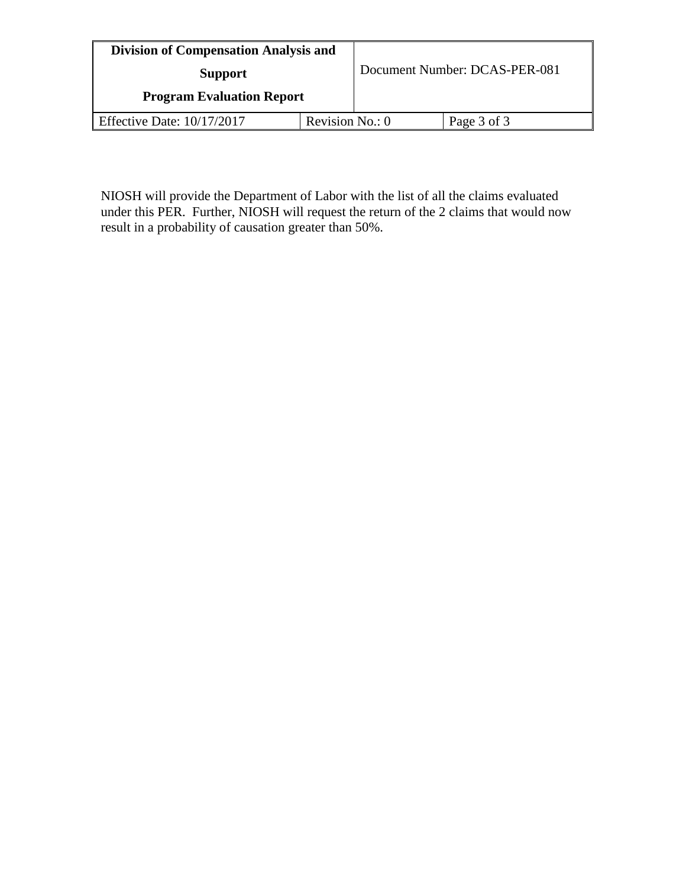NIOSH will provide the Department of Labor with the list of all the claims evaluated under this PER. Further, NIOSH will request the return of the 2 claims that would now result in a probability of causation greater than 50%.